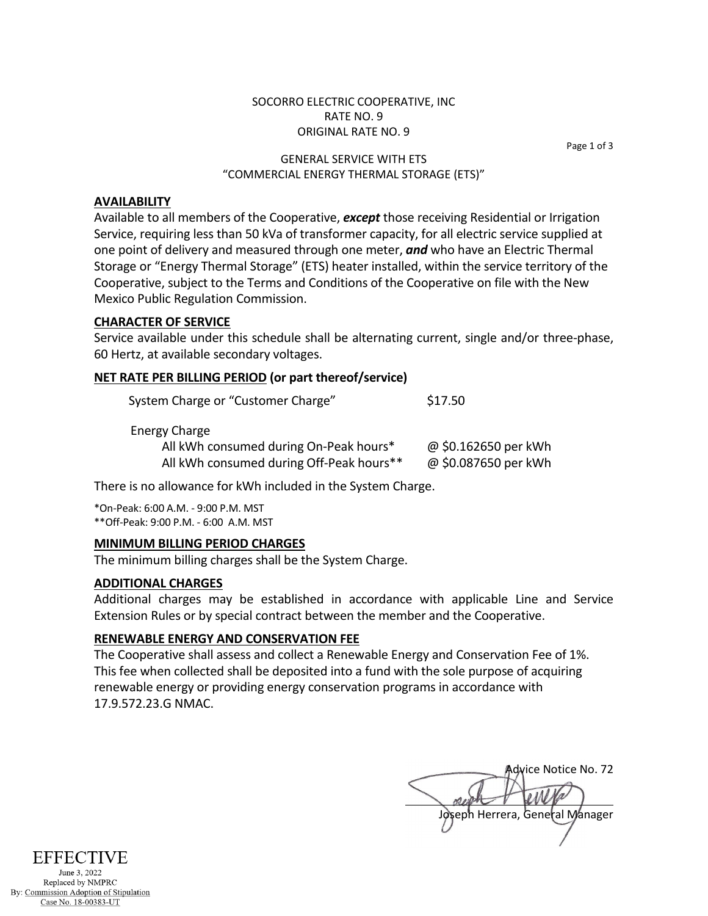SOCORRO ELECTRIC COOPERATIVE, INC
RATE NO. 9
ORIGINAL RATE NO. 9

GENERAL SERVICE WITH ETS
"COMMERCIAL ENERGY THERMAL STORAGE (ETS)"

## AVAILABILITY

Available to all members of the Cooperative, ***except*** those receiving Residential or Irrigation Service, requiring less than 50 kVa of transformer capacity, for all electric service supplied at one point of delivery and measured through one meter, ***and*** who have an Electric Thermal Storage or "Energy Thermal Storage" (ETS) heater installed, within the service territory of the Cooperative, subject to the Terms and Conditions of the Cooperative on file with the New Mexico Public Regulation Commission.

## CHARACTER OF SERVICE

Service available under this schedule shall be alternating current, single and/or three-phase, 60 Hertz, at available secondary voltages.

## NET RATE PER BILLING PERIOD (or part thereof/service)

| | |
|---|---|
| System Charge or "Customer Charge" | $17.50 |
| Energy Charge | |
| All kWh consumed during On-Peak hours* | @ $0.162650 per kWh |
| All kWh consumed during Off-Peak hours** | @ $0.087650 per kWh |

There is no allowance for kWh included in the System Charge.

*On-Peak: 6:00 A.M. - 9:00 P.M. MST
**Off-Peak: 9:00 P.M. - 6:00 A.M. MST

## MINIMUM BILLING PERIOD CHARGES

The minimum billing charges shall be the System Charge.

## ADDITIONAL CHARGES

Additional charges may be established in accordance with applicable Line and Service Extension Rules or by special contract between the member and the Cooperative.

## RENEWABLE ENERGY AND CONSERVATION FEE

The Cooperative shall assess and collect a Renewable Energy and Conservation Fee of 1%. This fee when collected shall be deposited into a fund with the sole purpose of acquiring renewable energy or providing energy conservation programs in accordance with 17.9.572.23.G NMAC.

Advice Notice No. 72

Joseph Herrera, General Manager

EFFECTIVE
June 3, 2022
Replaced by NMPRC
By: Commission Adoption of Stipulation
Case No. 18-00383-UT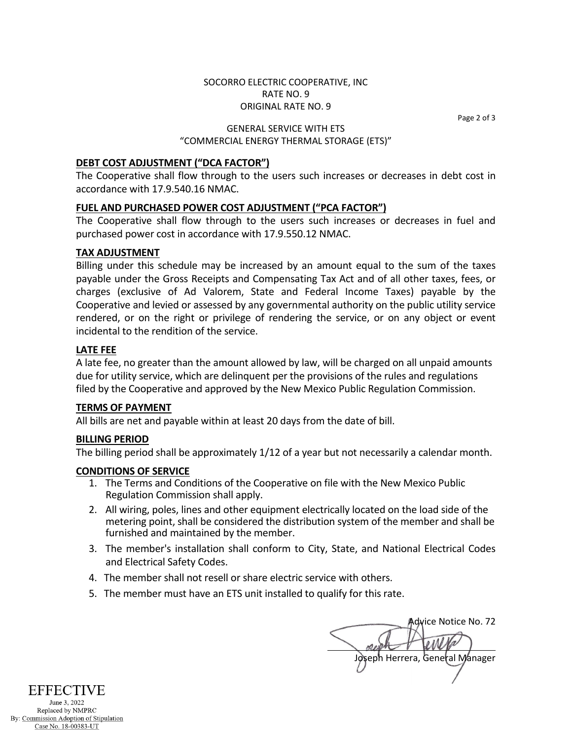SOCORRO ELECTRIC COOPERATIVE, INC
RATE NO. 9
ORIGINAL RATE NO. 9

GENERAL SERVICE WITH ETS
"COMMERCIAL ENERGY THERMAL STORAGE (ETS)"

## DEBT COST ADJUSTMENT ("DCA FACTOR")

The Cooperative shall flow through to the users such increases or decreases in debt cost in accordance with 17.9.540.16 NMAC.

## FUEL AND PURCHASED POWER COST ADJUSTMENT ("PCA FACTOR")

The Cooperative shall flow through to the users such increases or decreases in fuel and purchased power cost in accordance with 17.9.550.12 NMAC.

## TAX ADJUSTMENT

Billing under this schedule may be increased by an amount equal to the sum of the taxes payable under the Gross Receipts and Compensating Tax Act and of all other taxes, fees, or charges (exclusive of Ad Valorem, State and Federal Income Taxes) payable by the Cooperative and levied or assessed by any governmental authority on the public utility service rendered, or on the right or privilege of rendering the service, or on any object or event incidental to the rendition of the service.

## LATE FEE

A late fee, no greater than the amount allowed by law, will be charged on all unpaid amounts due for utility service, which are delinquent per the provisions of the rules and regulations filed by the Cooperative and approved by the New Mexico Public Regulation Commission.

## TERMS OF PAYMENT

All bills are net and payable within at least 20 days from the date of bill.

## BILLING PERIOD

The billing period shall be approximately 1/12 of a year but not necessarily a calendar month.

## CONDITIONS OF SERVICE

1. The Terms and Conditions of the Cooperative on file with the New Mexico Public Regulation Commission shall apply.
2. All wiring, poles, lines and other equipment electrically located on the load side of the metering point, shall be considered the distribution system of the member and shall be furnished and maintained by the member.
3. The member's installation shall conform to City, State, and National Electrical Codes and Electrical Safety Codes.
4. The member shall not resell or share electric service with others.
5. The member must have an ETS unit installed to qualify for this rate.

Advice Notice No. 72

Joseph Herrera, General Manager

EFFECTIVE
June 3, 2022
Replaced by NMPRC
By: Commission Adoption of Stipulation
Case No. 18-00383-UT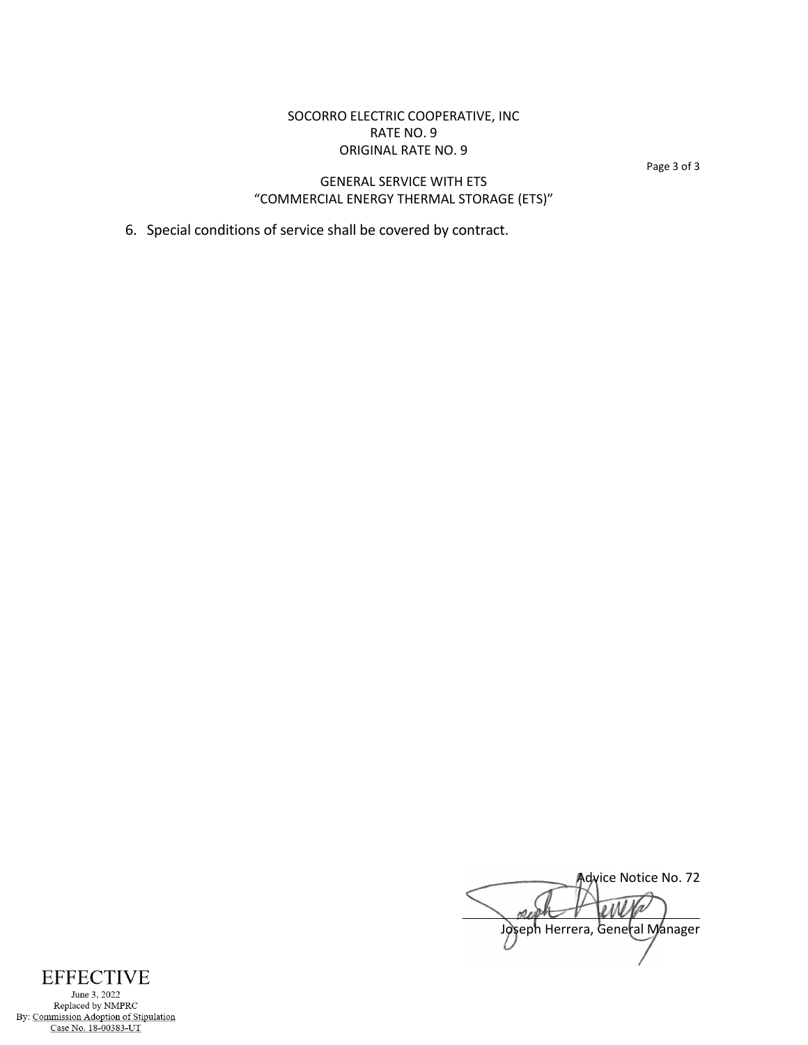SOCORRO ELECTRIC COOPERATIVE, INC
RATE NO. 9
ORIGINAL RATE NO. 9

GENERAL SERVICE WITH ETS
"COMMERCIAL ENERGY THERMAL STORAGE (ETS)"

6. Special conditions of service shall be covered by contract.

Advice Notice No. 72

Joseph Herrera, General Manager

EFFECTIVE
June 3, 2022
Replaced by NMPRC
By: Commission Adoption of Stipulation
Case No. 18-00383-UT